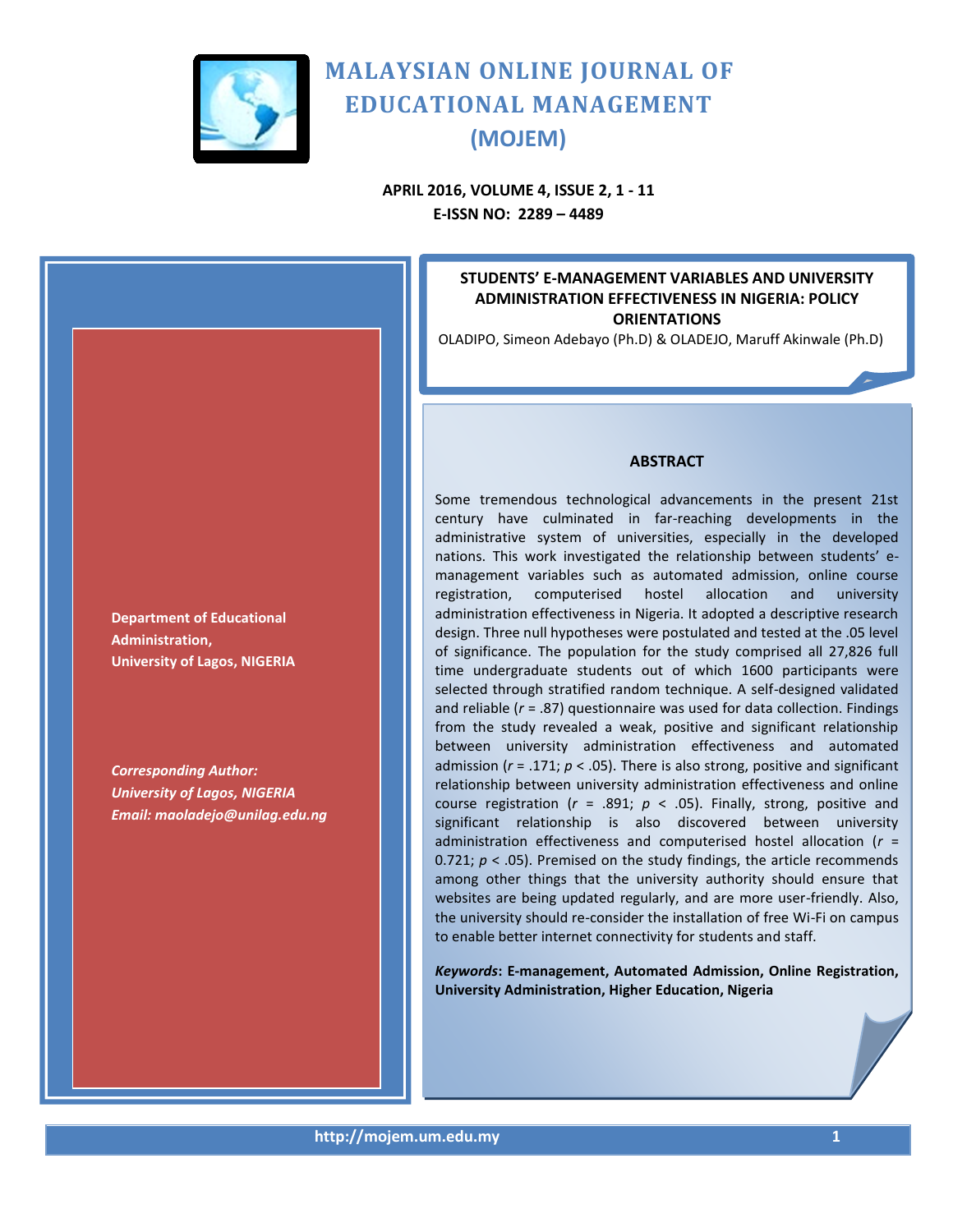# MALAYSIAN ONLINE JOURNAL OF EDUCATIONAL MANAGEMENT (MOJEM)

**APRIL 2016, VOLUME 4, ISSUE 2, 1 - 11**
**E-ISSN NO: 2289 – 4489**

## STUDENTS' E-MANAGEMENT VARIABLES AND UNIVERSITY ADMINISTRATION EFFECTIVENESS IN NIGERIA: POLICY ORIENTATIONS

OLADIPO, Simeon Adebayo (Ph.D) & OLADEJO, Maruff Akinwale (Ph.D)

**Department of Educational Administration, University of Lagos, NIGERIA**

***Corresponding Author: University of Lagos, NIGERIA***
***Email: maoladejo@unilag.edu.ng***

### ABSTRACT

Some tremendous technological advancements in the present 21st century have culminated in far-reaching developments in the administrative system of universities, especially in the developed nations. This work investigated the relationship between students' e-management variables such as automated admission, online course registration, computerised hostel allocation and university administration effectiveness in Nigeria. It adopted a descriptive research design. Three null hypotheses were postulated and tested at the .05 level of significance. The population for the study comprised all 27,826 full time undergraduate students out of which 1600 participants were selected through stratified random technique. A self-designed validated and reliable ($r$ = .87) questionnaire was used for data collection. Findings from the study revealed a weak, positive and significant relationship between university administration effectiveness and automated admission ($r$ = .171; $p$ < .05). There is also strong, positive and significant relationship between university administration effectiveness and online course registration ($r$ = .891; $p$ < .05). Finally, strong, positive and significant relationship is also discovered between university administration effectiveness and computerised hostel allocation ($r$ = 0.721; $p$ < .05). Premised on the study findings, the article recommends among other things that the university authority should ensure that websites are being updated regularly, and are more user-friendly. Also, the university should re-consider the installation of free Wi-Fi on campus to enable better internet connectivity for students and staff.

***Keywords*: E-management, Automated Admission, Online Registration, University Administration, Higher Education, Nigeria**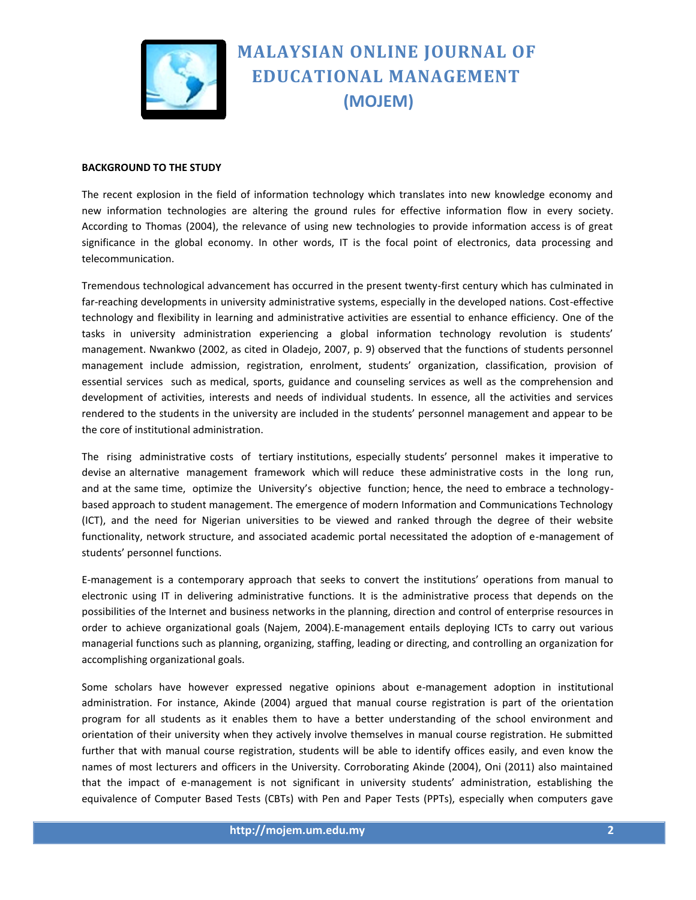**BACKGROUND TO THE STUDY**

The recent explosion in the field of information technology which translates into new knowledge economy and new information technologies are altering the ground rules for effective information flow in every society. According to Thomas (2004), the relevance of using new technologies to provide information access is of great significance in the global economy. In other words, IT is the focal point of electronics, data processing and telecommunication.

Tremendous technological advancement has occurred in the present twenty-first century which has culminated in far-reaching developments in university administrative systems, especially in the developed nations. Cost-effective technology and flexibility in learning and administrative activities are essential to enhance efficiency. One of the tasks in university administration experiencing a global information technology revolution is students' management. Nwankwo (2002, as cited in Oladejo, 2007, p. 9) observed that the functions of students personnel management include admission, registration, enrolment, students' organization, classification, provision of essential services such as medical, sports, guidance and counseling services as well as the comprehension and development of activities, interests and needs of individual students. In essence, all the activities and services rendered to the students in the university are included in the students' personnel management and appear to be the core of institutional administration.

The rising administrative costs of tertiary institutions, especially students' personnel makes it imperative to devise an alternative management framework which will reduce these administrative costs in the long run, and at the same time, optimize the University's objective function; hence, the need to embrace a technology-based approach to student management. The emergence of modern Information and Communications Technology (ICT), and the need for Nigerian universities to be viewed and ranked through the degree of their website functionality, network structure, and associated academic portal necessitated the adoption of e-management of students' personnel functions.

E-management is a contemporary approach that seeks to convert the institutions' operations from manual to electronic using IT in delivering administrative functions. It is the administrative process that depends on the possibilities of the Internet and business networks in the planning, direction and control of enterprise resources in order to achieve organizational goals (Najem, 2004).E-management entails deploying ICTs to carry out various managerial functions such as planning, organizing, staffing, leading or directing, and controlling an organization for accomplishing organizational goals.

Some scholars have however expressed negative opinions about e-management adoption in institutional administration. For instance, Akinde (2004) argued that manual course registration is part of the orientation program for all students as it enables them to have a better understanding of the school environment and orientation of their university when they actively involve themselves in manual course registration. He submitted further that with manual course registration, students will be able to identify offices easily, and even know the names of most lecturers and officers in the University. Corroborating Akinde (2004), Oni (2011) also maintained that the impact of e-management is not significant in university students' administration, establishing the equivalence of Computer Based Tests (CBTs) with Pen and Paper Tests (PPTs), especially when computers gave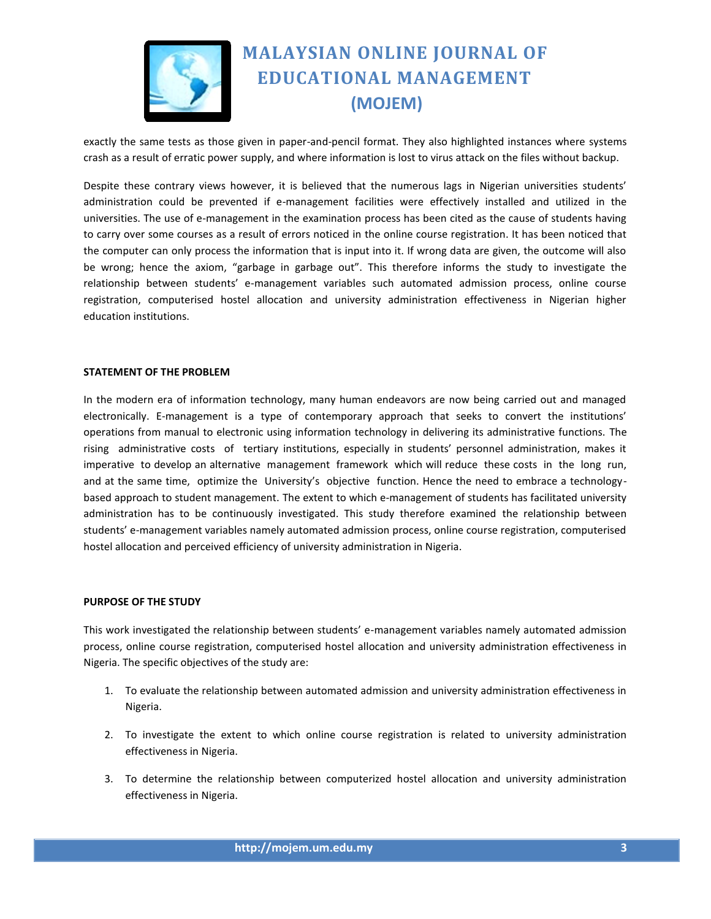exactly the same tests as those given in paper-and-pencil format. They also highlighted instances where systems crash as a result of erratic power supply, and where information is lost to virus attack on the files without backup.

Despite these contrary views however, it is believed that the numerous lags in Nigerian universities students' administration could be prevented if e-management facilities were effectively installed and utilized in the universities. The use of e-management in the examination process has been cited as the cause of students having to carry over some courses as a result of errors noticed in the online course registration. It has been noticed that the computer can only process the information that is input into it. If wrong data are given, the outcome will also be wrong; hence the axiom, "garbage in garbage out". This therefore informs the study to investigate the relationship between students' e-management variables such automated admission process, online course registration, computerised hostel allocation and university administration effectiveness in Nigerian higher education institutions.

## STATEMENT OF THE PROBLEM

In the modern era of information technology, many human endeavors are now being carried out and managed electronically. E-management is a type of contemporary approach that seeks to convert the institutions' operations from manual to electronic using information technology in delivering its administrative functions. The rising administrative costs of tertiary institutions, especially in students' personnel administration, makes it imperative to develop an alternative management framework which will reduce these costs in the long run, and at the same time, optimize the University's objective function. Hence the need to embrace a technology-based approach to student management. The extent to which e-management of students has facilitated university administration has to be continuously investigated. This study therefore examined the relationship between students' e-management variables namely automated admission process, online course registration, computerised hostel allocation and perceived efficiency of university administration in Nigeria.

## PURPOSE OF THE STUDY

This work investigated the relationship between students' e-management variables namely automated admission process, online course registration, computerised hostel allocation and university administration effectiveness in Nigeria. The specific objectives of the study are:

1. To evaluate the relationship between automated admission and university administration effectiveness in Nigeria.
2. To investigate the extent to which online course registration is related to university administration effectiveness in Nigeria.
3. To determine the relationship between computerized hostel allocation and university administration effectiveness in Nigeria.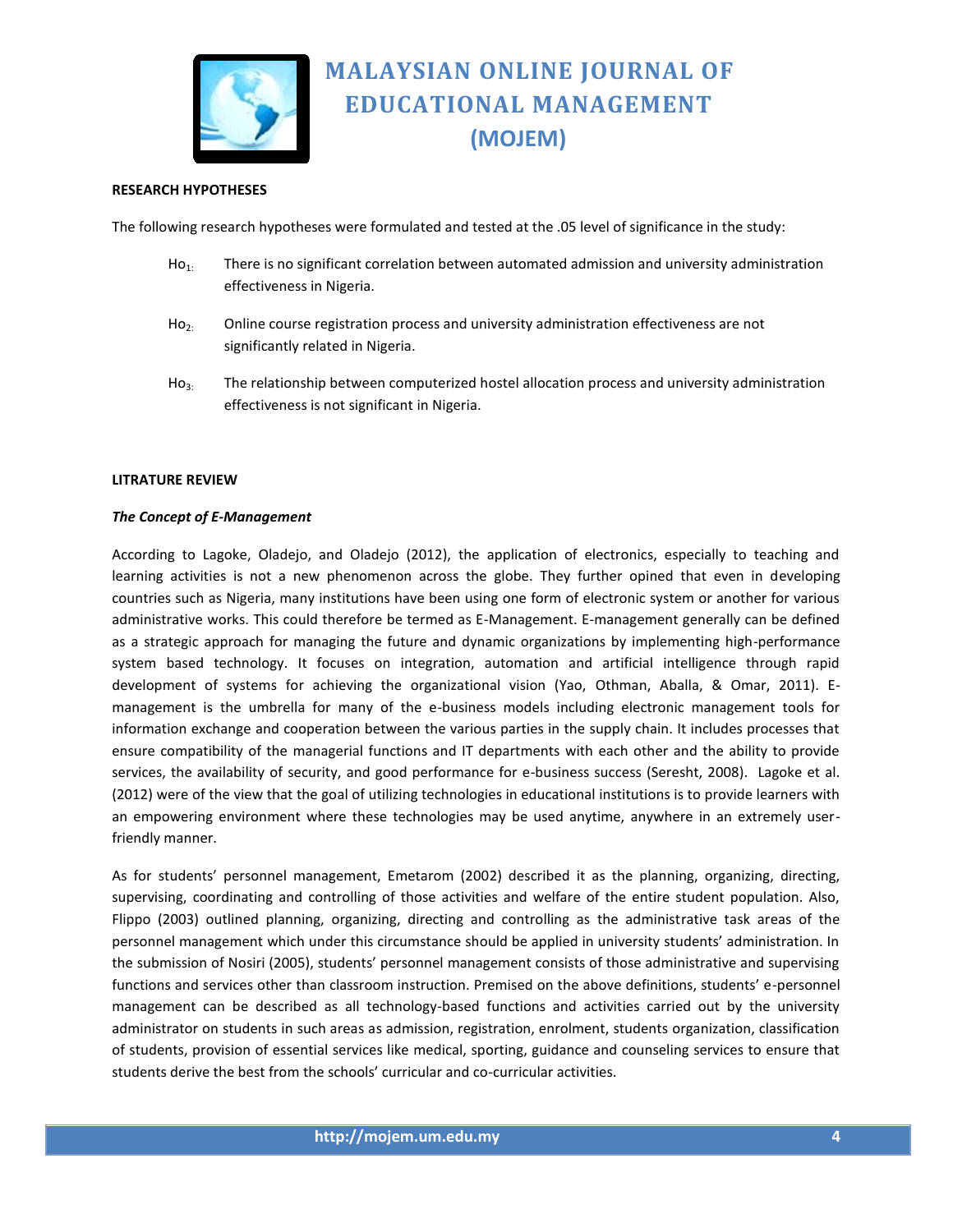**RESEARCH HYPOTHESES**

The following research hypotheses were formulated and tested at the .05 level of significance in the study:

$Ho_1$: There is no significant correlation between automated admission and university administration effectiveness in Nigeria.

$Ho_2$: Online course registration process and university administration effectiveness are not significantly related in Nigeria.

$Ho_3$: The relationship between computerized hostel allocation process and university administration effectiveness is not significant in Nigeria.

**LITRATURE REVIEW**

***The Concept of E-Management***

According to Lagoke, Oladejo, and Oladejo (2012), the application of electronics, especially to teaching and learning activities is not a new phenomenon across the globe. They further opined that even in developing countries such as Nigeria, many institutions have been using one form of electronic system or another for various administrative works. This could therefore be termed as E-Management. E-management generally can be defined as a strategic approach for managing the future and dynamic organizations by implementing high-performance system based technology. It focuses on integration, automation and artificial intelligence through rapid development of systems for achieving the organizational vision (Yao, Othman, Aballa, & Omar, 2011). E-management is the umbrella for many of the e-business models including electronic management tools for information exchange and cooperation between the various parties in the supply chain. It includes processes that ensure compatibility of the managerial functions and IT departments with each other and the ability to provide services, the availability of security, and good performance for e-business success (Seresht, 2008). Lagoke et al. (2012) were of the view that the goal of utilizing technologies in educational institutions is to provide learners with an empowering environment where these technologies may be used anytime, anywhere in an extremely user-friendly manner.

As for students' personnel management, Emetarom (2002) described it as the planning, organizing, directing, supervising, coordinating and controlling of those activities and welfare of the entire student population. Also, Flippo (2003) outlined planning, organizing, directing and controlling as the administrative task areas of the personnel management which under this circumstance should be applied in university students' administration. In the submission of Nosiri (2005), students' personnel management consists of those administrative and supervising functions and services other than classroom instruction. Premised on the above definitions, students' e-personnel management can be described as all technology-based functions and activities carried out by the university administrator on students in such areas as admission, registration, enrolment, students organization, classification of students, provision of essential services like medical, sporting, guidance and counseling services to ensure that students derive the best from the schools' curricular and co-curricular activities.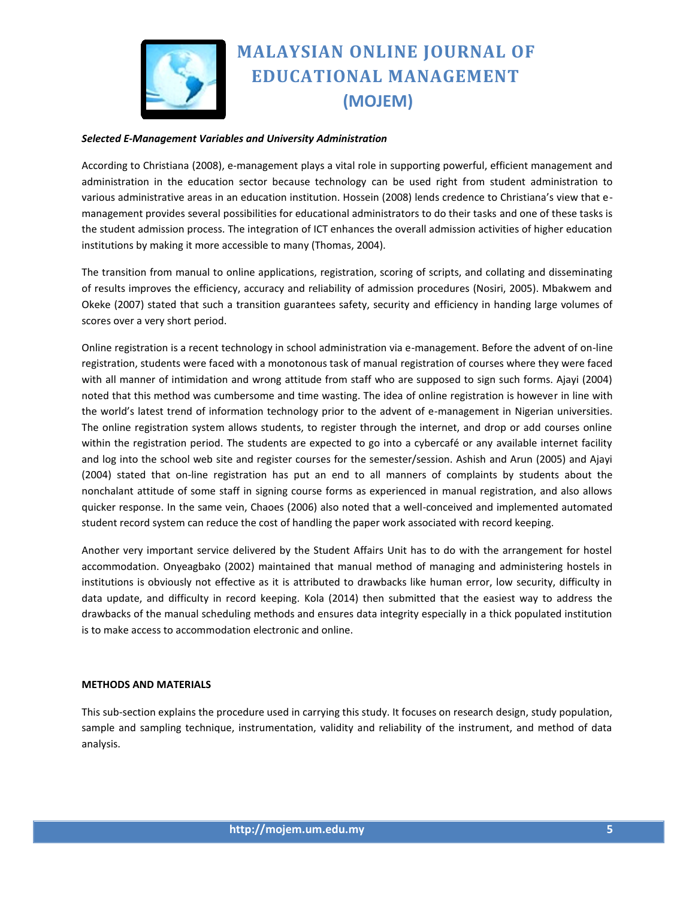***Selected E-Management Variables and University Administration***

According to Christiana (2008), e-management plays a vital role in supporting powerful, efficient management and administration in the education sector because technology can be used right from student administration to various administrative areas in an education institution. Hossein (2008) lends credence to Christiana's view that e-management provides several possibilities for educational administrators to do their tasks and one of these tasks is the student admission process. The integration of ICT enhances the overall admission activities of higher education institutions by making it more accessible to many (Thomas, 2004).

The transition from manual to online applications, registration, scoring of scripts, and collating and disseminating of results improves the efficiency, accuracy and reliability of admission procedures (Nosiri, 2005). Mbakwem and Okeke (2007) stated that such a transition guarantees safety, security and efficiency in handing large volumes of scores over a very short period.

Online registration is a recent technology in school administration via e-management. Before the advent of on-line registration, students were faced with a monotonous task of manual registration of courses where they were faced with all manner of intimidation and wrong attitude from staff who are supposed to sign such forms. Ajayi (2004) noted that this method was cumbersome and time wasting. The idea of online registration is however in line with the world's latest trend of information technology prior to the advent of e-management in Nigerian universities. The online registration system allows students, to register through the internet, and drop or add courses online within the registration period. The students are expected to go into a cybercafé or any available internet facility and log into the school web site and register courses for the semester/session. Ashish and Arun (2005) and Ajayi (2004) stated that on-line registration has put an end to all manners of complaints by students about the nonchalant attitude of some staff in signing course forms as experienced in manual registration, and also allows quicker response. In the same vein, Chaoes (2006) also noted that a well-conceived and implemented automated student record system can reduce the cost of handling the paper work associated with record keeping.

Another very important service delivered by the Student Affairs Unit has to do with the arrangement for hostel accommodation. Onyeagbako (2002) maintained that manual method of managing and administering hostels in institutions is obviously not effective as it is attributed to drawbacks like human error, low security, difficulty in data update, and difficulty in record keeping. Kola (2014) then submitted that the easiest way to address the drawbacks of the manual scheduling methods and ensures data integrity especially in a thick populated institution is to make access to accommodation electronic and online.

**METHODS AND MATERIALS**

This sub-section explains the procedure used in carrying this study. It focuses on research design, study population, sample and sampling technique, instrumentation, validity and reliability of the instrument, and method of data analysis.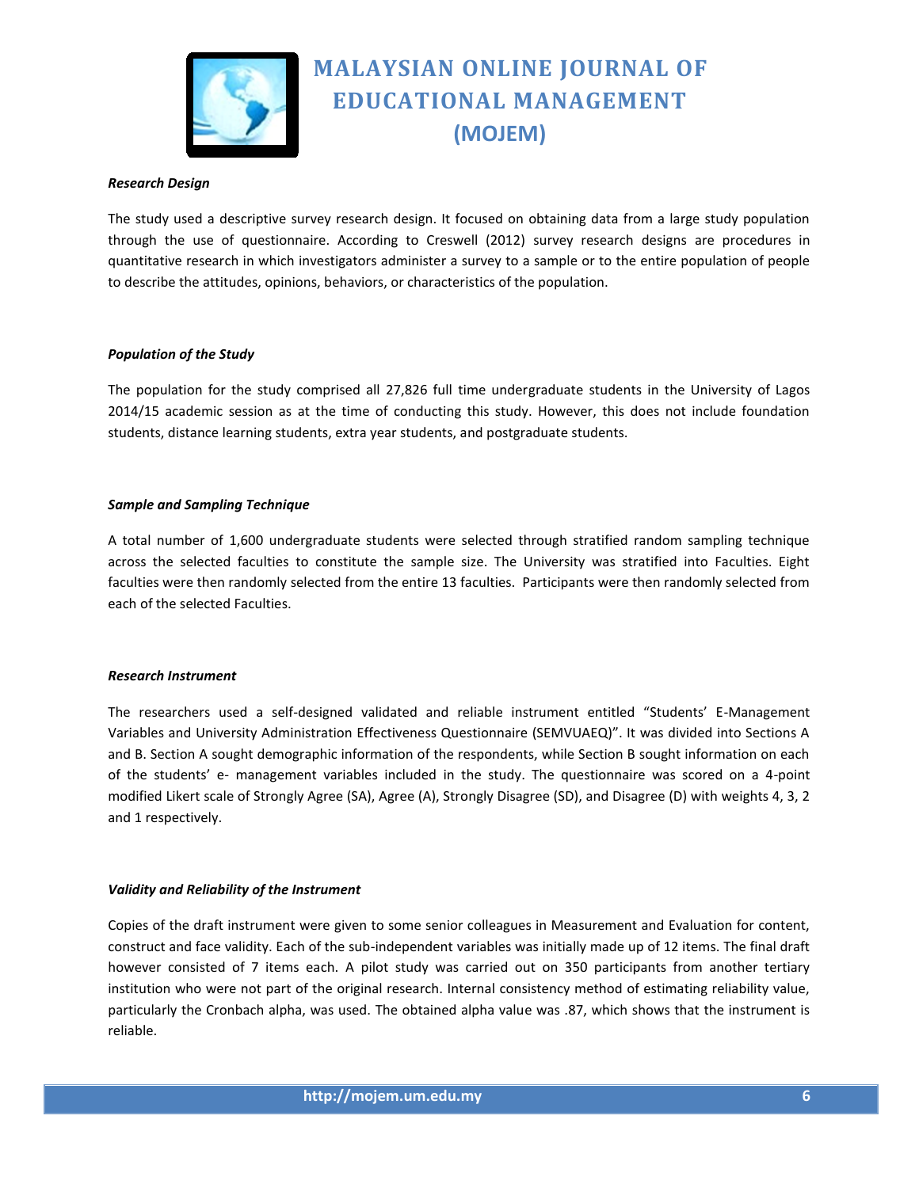***Research Design***

The study used a descriptive survey research design. It focused on obtaining data from a large study population through the use of questionnaire. According to Creswell (2012) survey research designs are procedures in quantitative research in which investigators administer a survey to a sample or to the entire population of people to describe the attitudes, opinions, behaviors, or characteristics of the population.

***Population of the Study***

The population for the study comprised all 27,826 full time undergraduate students in the University of Lagos 2014/15 academic session as at the time of conducting this study. However, this does not include foundation students, distance learning students, extra year students, and postgraduate students.

***Sample and Sampling Technique***

A total number of 1,600 undergraduate students were selected through stratified random sampling technique across the selected faculties to constitute the sample size. The University was stratified into Faculties. Eight faculties were then randomly selected from the entire 13 faculties. Participants were then randomly selected from each of the selected Faculties.

***Research Instrument***

The researchers used a self-designed validated and reliable instrument entitled "Students' E-Management Variables and University Administration Effectiveness Questionnaire (SEMVUAEQ)". It was divided into Sections A and B. Section A sought demographic information of the respondents, while Section B sought information on each of the students' e- management variables included in the study. The questionnaire was scored on a 4-point modified Likert scale of Strongly Agree (SA), Agree (A), Strongly Disagree (SD), and Disagree (D) with weights 4, 3, 2 and 1 respectively.

***Validity and Reliability of the Instrument***

Copies of the draft instrument were given to some senior colleagues in Measurement and Evaluation for content, construct and face validity. Each of the sub-independent variables was initially made up of 12 items. The final draft however consisted of 7 items each. A pilot study was carried out on 350 participants from another tertiary institution who were not part of the original research. Internal consistency method of estimating reliability value, particularly the Cronbach alpha, was used. The obtained alpha value was .87, which shows that the instrument is reliable.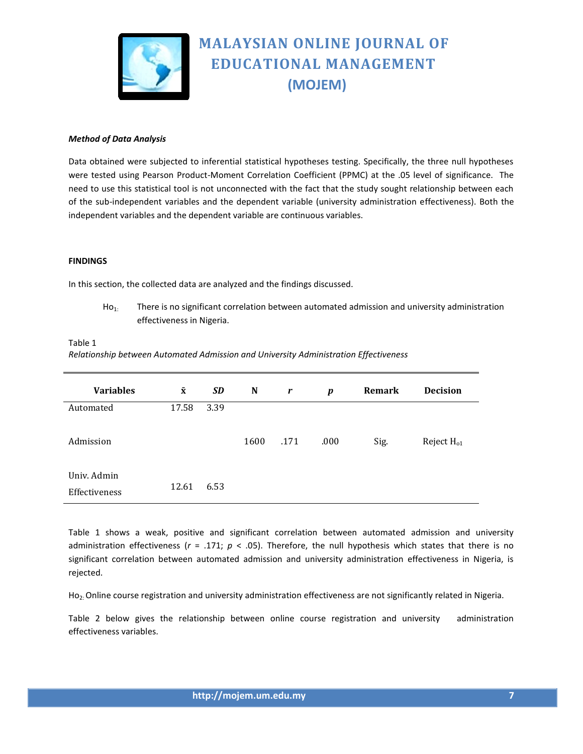*Method of Data Analysis*

Data obtained were subjected to inferential statistical hypotheses testing. Specifically, the three null hypotheses were tested using Pearson Product-Moment Correlation Coefficient (PPMC) at the .05 level of significance. The need to use this statistical tool is not unconnected with the fact that the study sought relationship between each of the sub-independent variables and the dependent variable (university administration effectiveness). Both the independent variables and the dependent variable are continuous variables.

**FINDINGS**

In this section, the collected data are analyzed and the findings discussed.

$Ho_{1:}$ There is no significant correlation between automated admission and university administration effectiveness in Nigeria.

Table 1

*Relationship between Automated Admission and University Administration Effectiveness*

| Variables | x̄ | *SD* | N | *r* | *p* | Remark | Decision |
|---|---|---|---|---|---|---|---|
| Automated Admission | 17.58 | 3.39 | 1600 | .171 | .000 | Sig. | Reject $H_{o1}$ |
| Univ. Admin Effectiveness | 12.61 | 6.53 | | | | | |

Table 1 shows a weak, positive and significant correlation between automated admission and university administration effectiveness ($r$ = .171; $p$ < .05). Therefore, the null hypothesis which states that there is no significant correlation between automated admission and university administration effectiveness in Nigeria, is rejected.

$Ho_{2:}$ Online course registration and university administration effectiveness are not significantly related in Nigeria.

Table 2 below gives the relationship between online course registration and university administration effectiveness variables.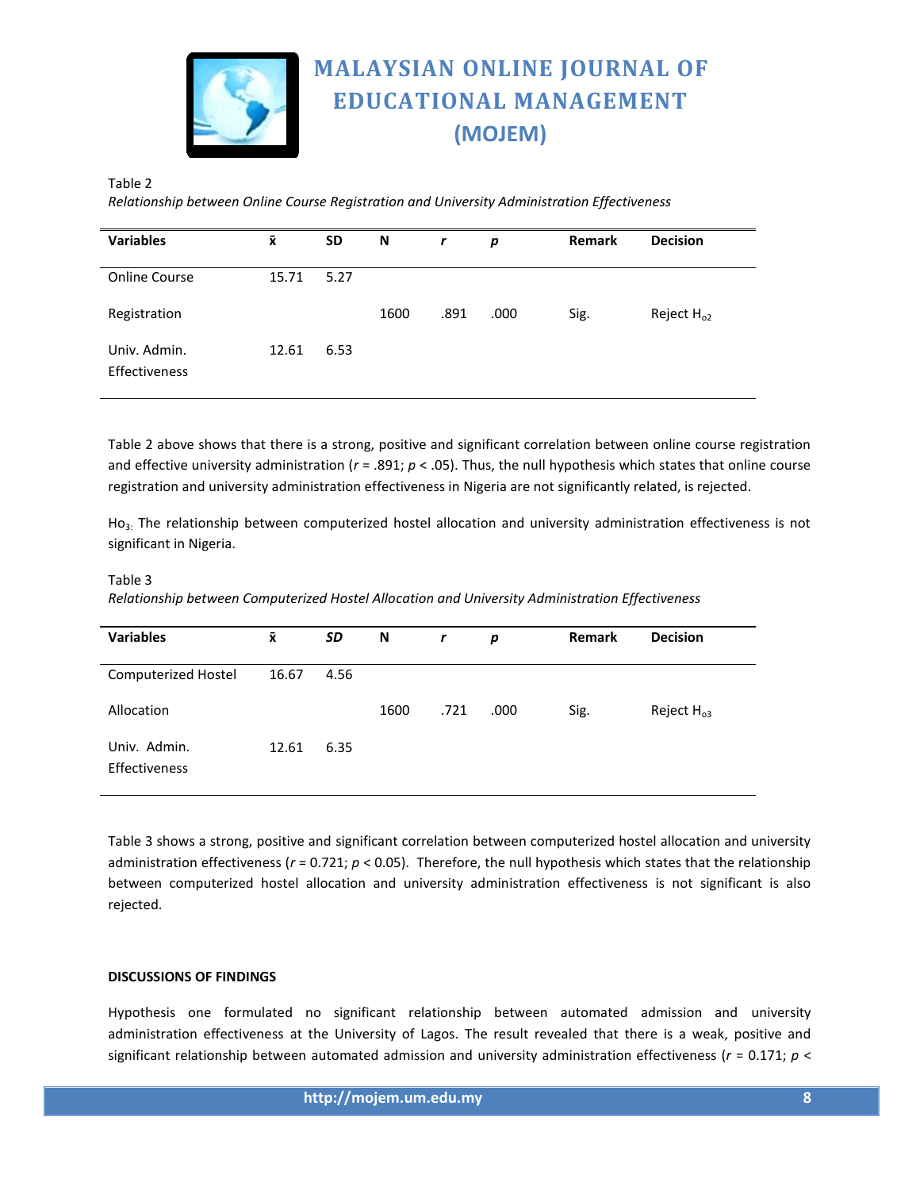Table 2

*Relationship between Online Course Registration and University Administration Effectiveness*

| Variables | x̄ | SD | N | *r* | *p* | Remark | Decision |
|---|---|---|---|---|---|---|---|
| Online Course Registration | 15.71 | 5.27 | 1600 | .891 | .000 | Sig. | Reject $H_{o2}$ |
| Univ. Admin. Effectiveness | 12.61 | 6.53 | | | | | |

Table 2 above shows that there is a strong, positive and significant correlation between online course registration and effective university administration ($r$ = .891; $p$ < .05). Thus, the null hypothesis which states that online course registration and university administration effectiveness in Nigeria are not significantly related, is rejected.

$Ho_3$. The relationship between computerized hostel allocation and university administration effectiveness is not significant in Nigeria.

Table 3

*Relationship between Computerized Hostel Allocation and University Administration Effectiveness*

| Variables | x̄ | *SD* | N | *r* | *p* | Remark | Decision |
|---|---|---|---|---|---|---|---|
| Computerized Hostel Allocation | 16.67 | 4.56 | 1600 | .721 | .000 | Sig. | Reject $H_{o3}$ |
| Univ. Admin. Effectiveness | 12.61 | 6.35 | | | | | |

Table 3 shows a strong, positive and significant correlation between computerized hostel allocation and university administration effectiveness ($r$ = 0.721; $p$ < 0.05). Therefore, the null hypothesis which states that the relationship between computerized hostel allocation and university administration effectiveness is not significant is also rejected.

**DISCUSSIONS OF FINDINGS**

Hypothesis one formulated no significant relationship between automated admission and university administration effectiveness at the University of Lagos. The result revealed that there is a weak, positive and significant relationship between automated admission and university administration effectiveness ($r$ = 0.171; $p$ <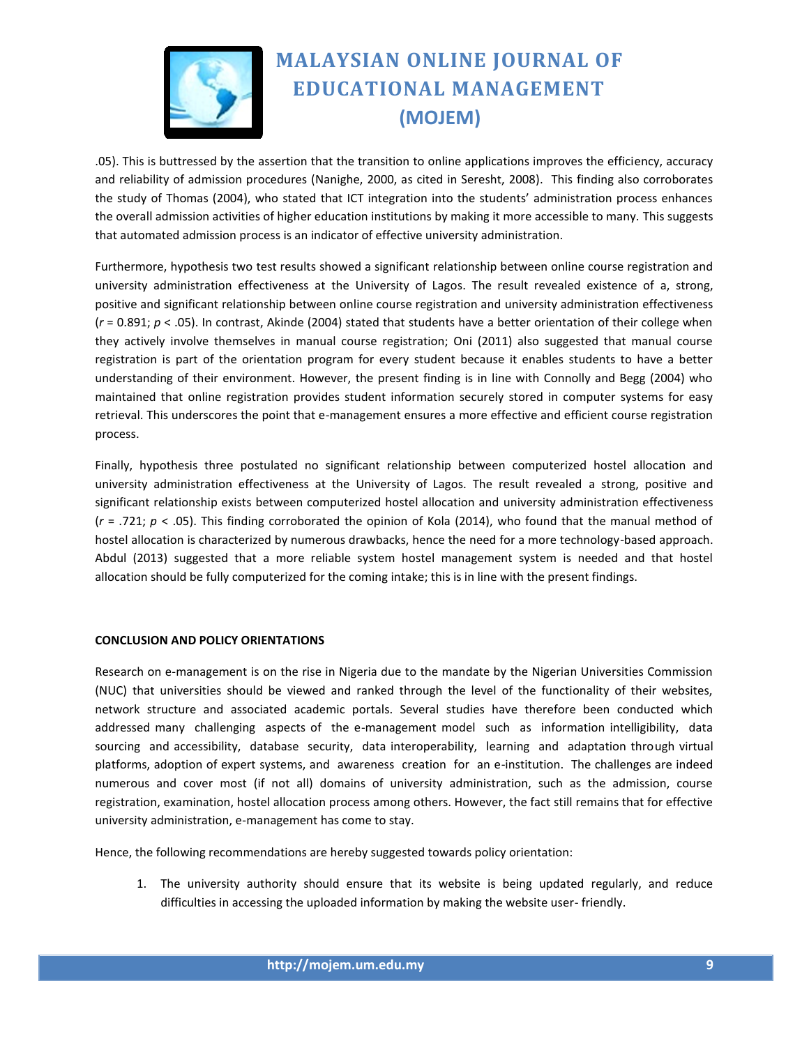.05). This is buttressed by the assertion that the transition to online applications improves the efficiency, accuracy and reliability of admission procedures (Nanighe, 2000, as cited in Seresht, 2008). This finding also corroborates the study of Thomas (2004), who stated that ICT integration into the students' administration process enhances the overall admission activities of higher education institutions by making it more accessible to many. This suggests that automated admission process is an indicator of effective university administration.

Furthermore, hypothesis two test results showed a significant relationship between online course registration and university administration effectiveness at the University of Lagos. The result revealed existence of a, strong, positive and significant relationship between online course registration and university administration effectiveness ($r = 0.891$; $p < .05$). In contrast, Akinde (2004) stated that students have a better orientation of their college when they actively involve themselves in manual course registration; Oni (2011) also suggested that manual course registration is part of the orientation program for every student because it enables students to have a better understanding of their environment. However, the present finding is in line with Connolly and Begg (2004) who maintained that online registration provides student information securely stored in computer systems for easy retrieval. This underscores the point that e-management ensures a more effective and efficient course registration process.

Finally, hypothesis three postulated no significant relationship between computerized hostel allocation and university administration effectiveness at the University of Lagos. The result revealed a strong, positive and significant relationship exists between computerized hostel allocation and university administration effectiveness ($r = .721$; $p < .05$). This finding corroborated the opinion of Kola (2014), who found that the manual method of hostel allocation is characterized by numerous drawbacks, hence the need for a more technology-based approach. Abdul (2013) suggested that a more reliable system hostel management system is needed and that hostel allocation should be fully computerized for the coming intake; this is in line with the present findings.

## CONCLUSION AND POLICY ORIENTATIONS

Research on e-management is on the rise in Nigeria due to the mandate by the Nigerian Universities Commission (NUC) that universities should be viewed and ranked through the level of the functionality of their websites, network structure and associated academic portals. Several studies have therefore been conducted which addressed many challenging aspects of the e-management model such as information intelligibility, data sourcing and accessibility, database security, data interoperability, learning and adaptation through virtual platforms, adoption of expert systems, and awareness creation for an e-institution. The challenges are indeed numerous and cover most (if not all) domains of university administration, such as the admission, course registration, examination, hostel allocation process among others. However, the fact still remains that for effective university administration, e-management has come to stay.

Hence, the following recommendations are hereby suggested towards policy orientation:

1. The university authority should ensure that its website is being updated regularly, and reduce difficulties in accessing the uploaded information by making the website user- friendly.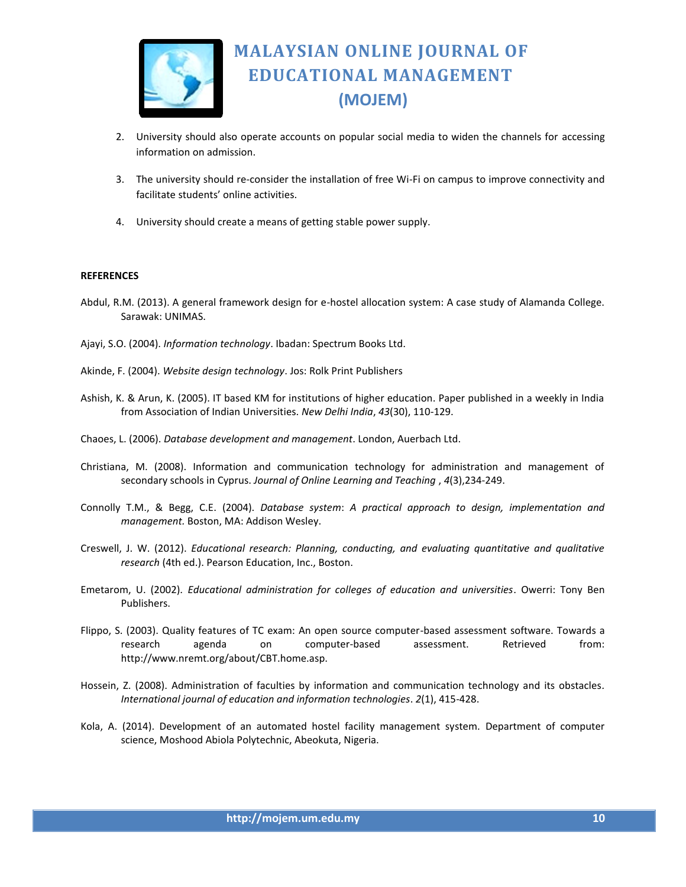2. University should also operate accounts on popular social media to widen the channels for accessing information on admission.

3. The university should re-consider the installation of free Wi-Fi on campus to improve connectivity and facilitate students' online activities.

4. University should create a means of getting stable power supply.

**REFERENCES**

Abdul, R.M. (2013). A general framework design for e-hostel allocation system: A case study of Alamanda College. Sarawak: UNIMAS.

Ajayi, S.O. (2004). *Information technology*. Ibadan: Spectrum Books Ltd.

Akinde, F. (2004). *Website design technology*. Jos: Rolk Print Publishers

Ashish, K. & Arun, K. (2005). IT based KM for institutions of higher education. Paper published in a weekly in India from Association of Indian Universities. *New Delhi India*, *43*(30), 110-129.

Chaoes, L. (2006). *Database development and management*. London, Auerbach Ltd.

Christiana, M. (2008). Information and communication technology for administration and management of secondary schools in Cyprus. *Journal of Online Learning and Teaching* , *4*(3),234-249.

Connolly T.M., & Begg, C.E. (2004). *Database system*: *A practical approach to design, implementation and management.* Boston, MA: Addison Wesley.

Creswell, J. W. (2012). *Educational research: Planning, conducting, and evaluating quantitative and qualitative research* (4th ed.). Pearson Education, Inc., Boston.

Emetarom, U. (2002). *Educational administration for colleges of education and universities*. Owerri: Tony Ben Publishers.

Flippo, S. (2003). Quality features of TC exam: An open source computer-based assessment software. Towards a research agenda on computer-based assessment. Retrieved from: http://www.nremt.org/about/CBT.home.asp.

Hossein, Z. (2008). Administration of faculties by information and communication technology and its obstacles. *International journal of education and information technologies*. *2*(1), 415-428.

Kola, A. (2014). Development of an automated hostel facility management system. Department of computer science, Moshood Abiola Polytechnic, Abeokuta, Nigeria.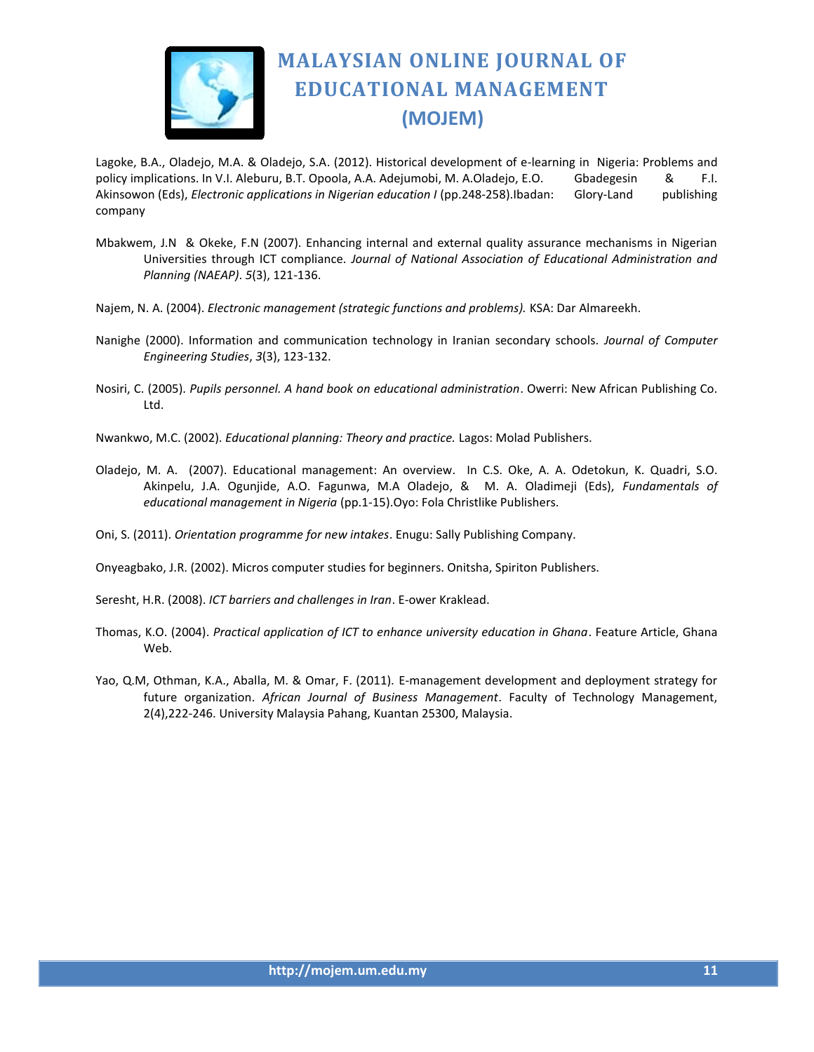Lagoke, B.A., Oladejo, M.A. & Oladejo, S.A. (2012). Historical development of e-learning in Nigeria: Problems and policy implications. In V.I. Aleburu, B.T. Opoola, A.A. Adejumobi, M. A.Oladejo, E.O. Gbadegesin & F.I. Akinsowon (Eds), *Electronic applications in Nigerian education I* (pp.248-258).Ibadan: Glory-Land publishing company

Mbakwem, J.N & Okeke, F.N (2007). Enhancing internal and external quality assurance mechanisms in Nigerian Universities through ICT compliance. *Journal of National Association of Educational Administration and Planning (NAEAP)*. *5*(3), 121-136.

Najem, N. A. (2004). *Electronic management (strategic functions and problems).* KSA: Dar Almareekh.

Nanighe (2000). Information and communication technology in Iranian secondary schools. *Journal of Computer Engineering Studies*, *3*(3), 123-132.

Nosiri, C. (2005). *Pupils personnel. A hand book on educational administration*. Owerri: New African Publishing Co. Ltd.

Nwankwo, M.C. (2002). *Educational planning: Theory and practice.* Lagos: Molad Publishers.

Oladejo, M. A. (2007). Educational management: An overview. In C.S. Oke, A. A. Odetokun, K. Quadri, S.O. Akinpelu, J.A. Ogunjide, A.O. Fagunwa, M.A Oladejo, & M. A. Oladimeji (Eds), *Fundamentals of educational management in Nigeria* (pp.1-15).Oyo: Fola Christlike Publishers.

Oni, S. (2011). *Orientation programme for new intakes*. Enugu: Sally Publishing Company.

Onyeagbako, J.R. (2002). Micros computer studies for beginners. Onitsha, Spiriton Publishers.

Seresht, H.R. (2008). *ICT barriers and challenges in Iran*. E-ower Kraklead.

Thomas, K.O. (2004). *Practical application of ICT to enhance university education in Ghana*. Feature Article, Ghana Web.

Yao, Q.M, Othman, K.A., Aballa, M. & Omar, F. (2011). E-management development and deployment strategy for future organization. *African Journal of Business Management*. Faculty of Technology Management, 2(4),222-246. University Malaysia Pahang, Kuantan 25300, Malaysia.